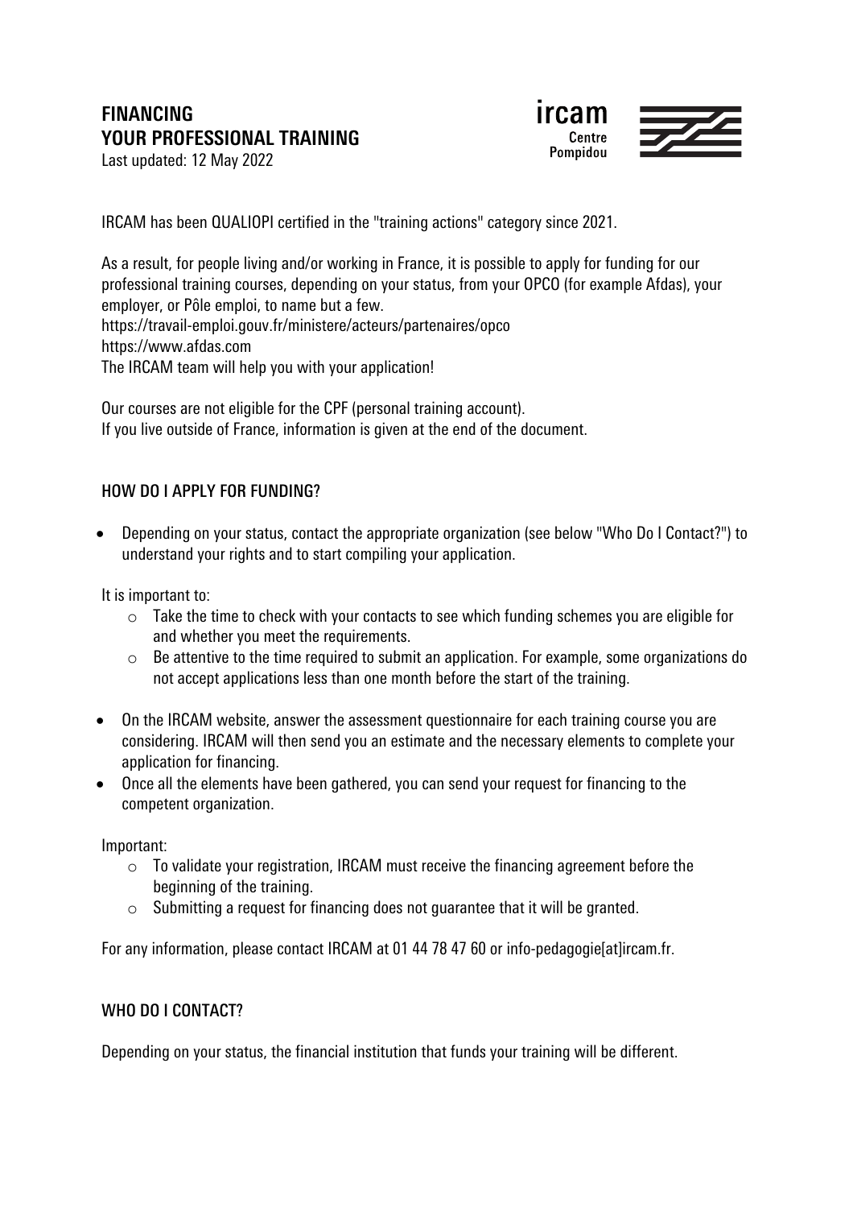# FINANCING YOUR PROFESSIONAL TRAINING

Last updated: 12 May 2022

IRCAM has been QUALIOPI certified in the "training actions" category since 2021.

As a result, for people living and/or working in France, it is possible to apply for funding for our professional training courses, depending on your status, from your OPCO (for example Afdas), your employer, or Pôle emploi, to name but a few.
https://travail-emploi.gouv.fr/ministere/acteurs/partenaires/opco
https://www.afdas.com
The IRCAM team will help you with your application!

Our courses are not eligible for the CPF (personal training account).
If you live outside of France, information is given at the end of the document.

## HOW DO I APPLY FOR FUNDING?

- Depending on your status, contact the appropriate organization (see below "Who Do I Contact?") to understand your rights and to start compiling your application.

  It is important to:
    - Take the time to check with your contacts to see which funding schemes you are eligible for and whether you meet the requirements.
    - Be attentive to the time required to submit an application. For example, some organizations do not accept applications less than one month before the start of the training.

- On the IRCAM website, answer the assessment questionnaire for each training course you are considering. IRCAM will then send you an estimate and the necessary elements to complete your application for financing.
- Once all the elements have been gathered, you can send your request for financing to the competent organization.

  Important:
    - To validate your registration, IRCAM must receive the financing agreement before the beginning of the training.
    - Submitting a request for financing does not guarantee that it will be granted.

  For any information, please contact IRCAM at 01 44 78 47 60 or info-pedagogie[at]ircam.fr.

## WHO DO I CONTACT?

Depending on your status, the financial institution that funds your training will be different.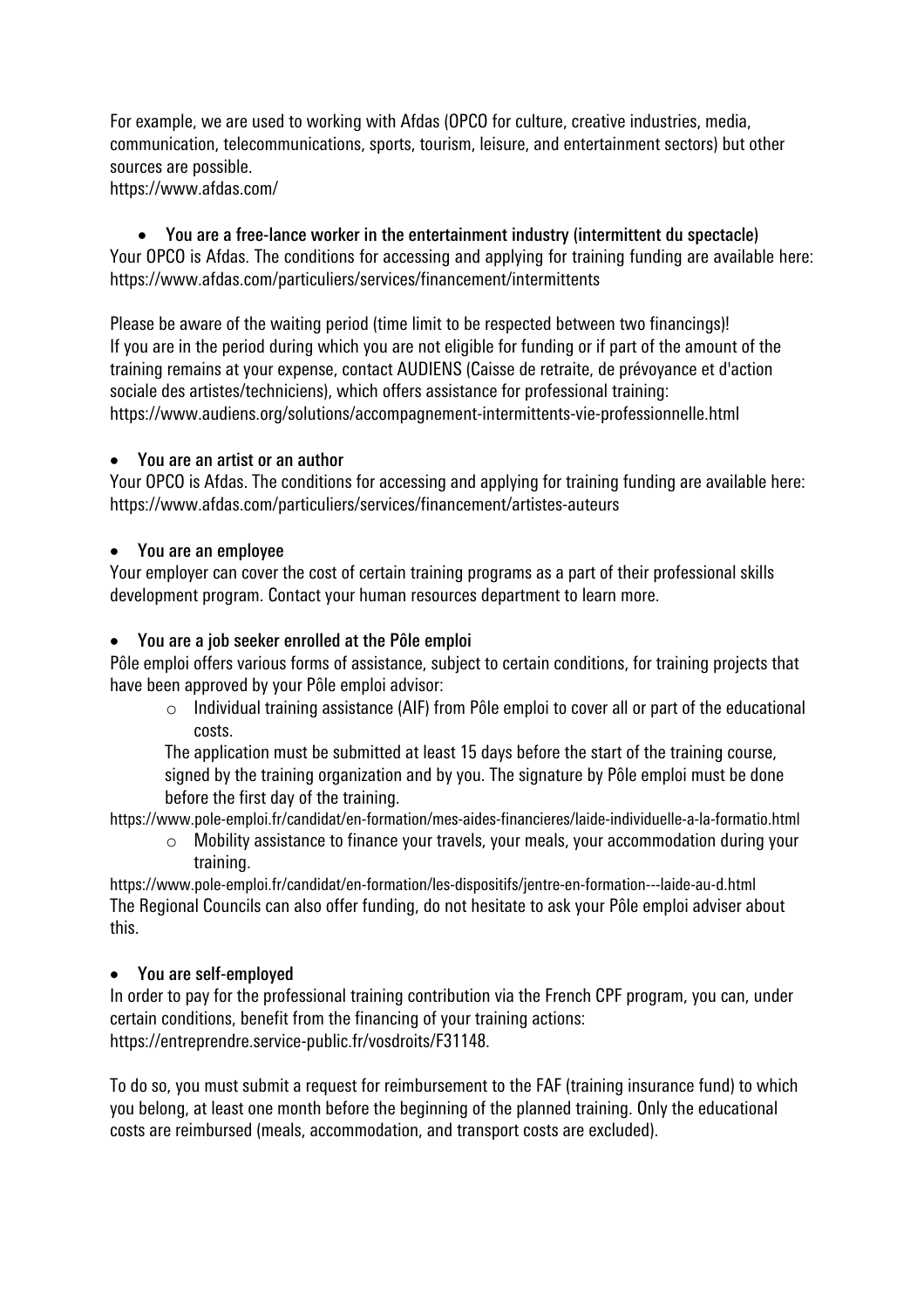For example, we are used to working with Afdas (OPCO for culture, creative industries, media, communication, telecommunications, sports, tourism, leisure, and entertainment sectors) but other sources are possible.
https://www.afdas.com/

- **You are a free-lance worker in the entertainment industry (intermittent du spectacle)**

Your OPCO is Afdas. The conditions for accessing and applying for training funding are available here: https://www.afdas.com/particuliers/services/financement/intermittents

Please be aware of the waiting period (time limit to be respected between two financings)!
If you are in the period during which you are not eligible for funding or if part of the amount of the training remains at your expense, contact AUDIENS (Caisse de retraite, de prévoyance et d'action sociale des artistes/techniciens), which offers assistance for professional training: https://www.audiens.org/solutions/accompagnement-intermittents-vie-professionnelle.html

- **You are an artist or an author**

Your OPCO is Afdas. The conditions for accessing and applying for training funding are available here: https://www.afdas.com/particuliers/services/financement/artistes-auteurs

- **You are an employee**

Your employer can cover the cost of certain training programs as a part of their professional skills development program. Contact your human resources department to learn more.

- **You are a job seeker enrolled at the Pôle emploi**

Pôle emploi offers various forms of assistance, subject to certain conditions, for training projects that have been approved by your Pôle emploi advisor:

  - Individual training assistance (AIF) from Pôle emploi to cover all or part of the educational costs.

  The application must be submitted at least 15 days before the start of the training course, signed by the training organization and by you. The signature by Pôle emploi must be done before the first day of the training.

https://www.pole-emploi.fr/candidat/en-formation/mes-aides-financieres/laide-individuelle-a-la-formatio.html

  - Mobility assistance to finance your travels, your meals, your accommodation during your training.

https://www.pole-emploi.fr/candidat/en-formation/les-dispositifs/jentre-en-formation---laide-au-d.html
The Regional Councils can also offer funding, do not hesitate to ask your Pôle emploi adviser about this.

- **You are self-employed**

In order to pay for the professional training contribution via the French CPF program, you can, under certain conditions, benefit from the financing of your training actions: https://entreprendre.service-public.fr/vosdroits/F31148.

To do so, you must submit a request for reimbursement to the FAF (training insurance fund) to which you belong, at least one month before the beginning of the planned training. Only the educational costs are reimbursed (meals, accommodation, and transport costs are excluded).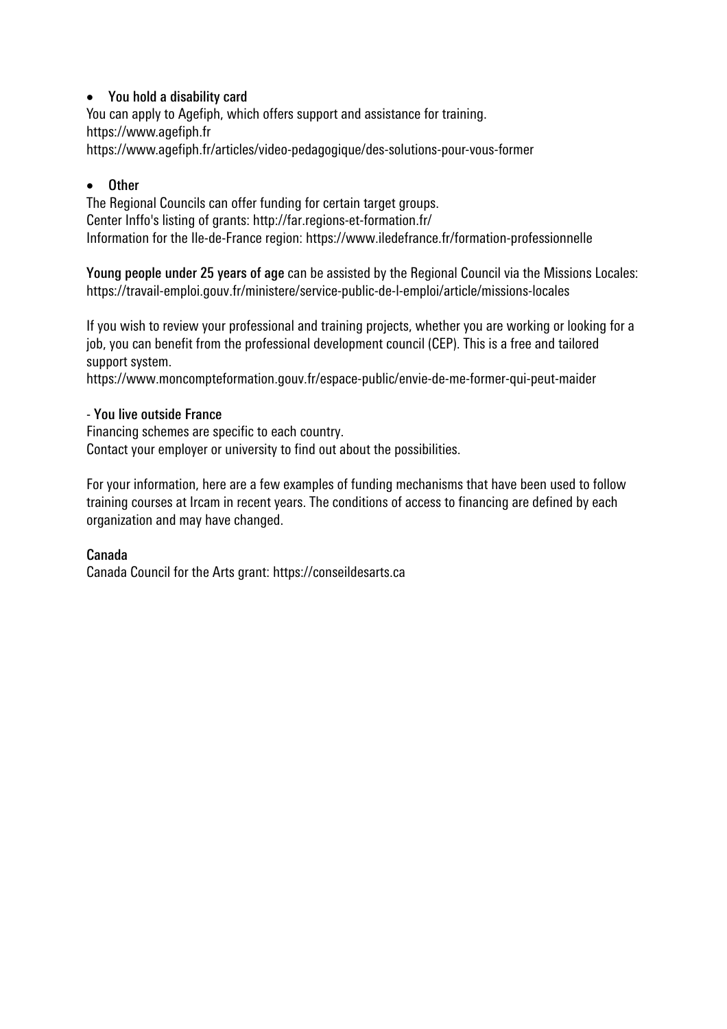- **You hold a disability card**

You can apply to Agefiph, which offers support and assistance for training.
https://www.agefiph.fr
https://www.agefiph.fr/articles/video-pedagogique/des-solutions-pour-vous-former

- **Other**

The Regional Councils can offer funding for certain target groups.
Center Inffo's listing of grants: http://far.regions-et-formation.fr/
Information for the Ile-de-France region: https://www.iledefrance.fr/formation-professionnelle

**Young people under 25 years of age** can be assisted by the Regional Council via the Missions Locales: https://travail-emploi.gouv.fr/ministere/service-public-de-l-emploi/article/missions-locales

If you wish to review your professional and training projects, whether you are working or looking for a job, you can benefit from the professional development council (CEP). This is a free and tailored support system.
https://www.moncompteformation.gouv.fr/espace-public/envie-de-me-former-qui-peut-maider

**- You live outside France**

Financing schemes are specific to each country.
Contact your employer or university to find out about the possibilities.

For your information, here are a few examples of funding mechanisms that have been used to follow training courses at Ircam in recent years. The conditions of access to financing are defined by each organization and may have changed.

**Canada**

Canada Council for the Arts grant: https://conseildesarts.ca